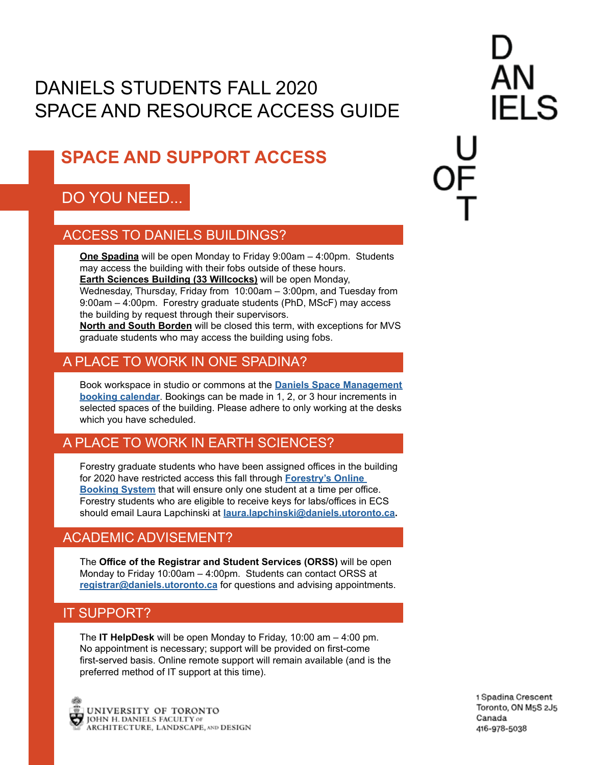# DANIELS STUDENTS FALL 2020 SPACE AND RESOURCE ACCESS GUIDE

## SPACE AND SUPPORT ACCESS

### DO YOU NEED...

#### ACCESS TO DANIELS BUILDINGS?

**One Spadina** will be open Monday to Friday 9:00am – 4:00pm. Students may access the building with their fobs outside of these hours.
**Earth Sciences Building (33 Willcocks)** will be open Monday, Wednesday, Thursday, Friday from 10:00am – 3:00pm, and Tuesday from 9:00am – 4:00pm. Forestry graduate students (PhD, MScF) may access the building by request through their supervisors.
**North and South Borden** will be closed this term, with exceptions for MVS graduate students who may access the building using fobs.

#### A PLACE TO WORK IN ONE SPADINA?

Book workspace in studio or commons at the **Daniels Space Management booking calendar**. Bookings can be made in 1, 2, or 3 hour increments in selected spaces of the building. Please adhere to only working at the desks which you have scheduled.

#### A PLACE TO WORK IN EARTH SCIENCES?

Forestry graduate students who have been assigned offices in the building for 2020 have restricted access this fall through **Forestry's Online Booking System** that will ensure only one student at a time per office. Forestry students who are eligible to receive keys for labs/offices in ECS should email Laura Lapchinski at **laura.lapchinski@daniels.utoronto.ca**.

#### ACADEMIC ADVISEMENT?

The **Office of the Registrar and Student Services (ORSS)** will be open Monday to Friday 10:00am – 4:00pm. Students can contact ORSS at **registrar@daniels.utoronto.ca** for questions and advising appointments.

#### IT SUPPORT?

The **IT HelpDesk** will be open Monday to Friday, 10:00 am – 4:00 pm. No appointment is necessary; support will be provided on first-come first-served basis. Online remote support will remain available (and is the preferred method of IT support at this time).

UNIVERSITY OF TORONTO
JOHN H. DANIELS FACULTY OF ARCHITECTURE, LANDSCAPE, AND DESIGN

1 Spadina Crescent
Toronto, ON M5S 2J5
Canada
416-978-5038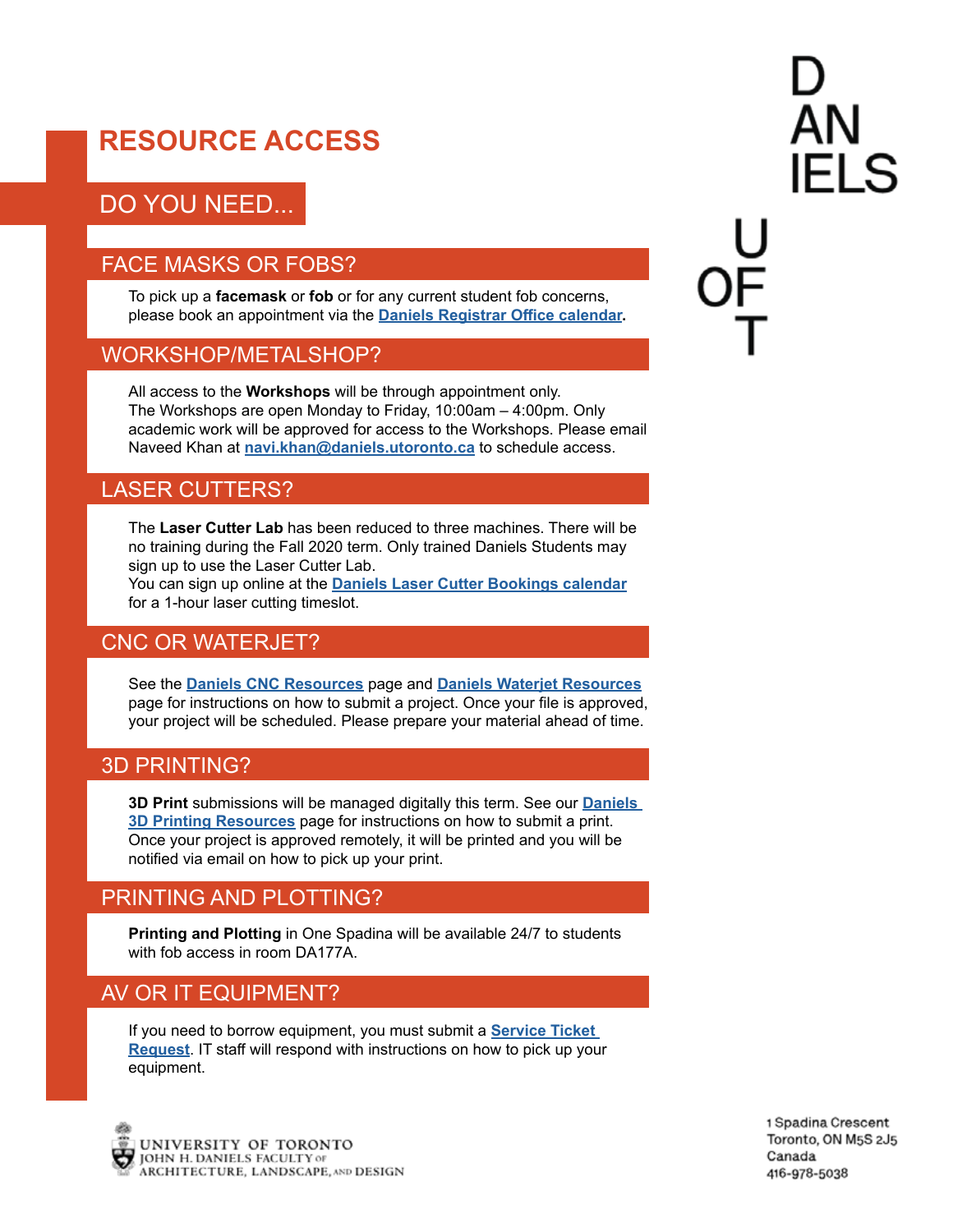# RESOURCE ACCESS

## DO YOU NEED...

### FACE MASKS OR FOBS?

To pick up a **facemask** or **fob** or for any current student fob concerns, please book an appointment via the **Daniels Registrar Office calendar**.

### WORKSHOP/METALSHOP?

All access to the **Workshops** will be through appointment only.
The Workshops are open Monday to Friday, 10:00am – 4:00pm. Only academic work will be approved for access to the Workshops. Please email Naveed Khan at **navi.khan@daniels.utoronto.ca** to schedule access.

### LASER CUTTERS?

The **Laser Cutter Lab** has been reduced to three machines. There will be no training during the Fall 2020 term. Only trained Daniels Students may sign up to use the Laser Cutter Lab.
You can sign up online at the **Daniels Laser Cutter Bookings calendar** for a 1-hour laser cutting timeslot.

### CNC OR WATERJET?

See the **Daniels CNC Resources** page and **Daniels Waterjet Resources** page for instructions on how to submit a project. Once your file is approved, your project will be scheduled. Please prepare your material ahead of time.

### 3D PRINTING?

**3D Print** submissions will be managed digitally this term. See our **Daniels 3D Printing Resources** page for instructions on how to submit a print. Once your project is approved remotely, it will be printed and you will be notified via email on how to pick up your print.

### PRINTING AND PLOTTING?

**Printing and Plotting** in One Spadina will be available 24/7 to students with fob access in room DA177A.

### AV OR IT EQUIPMENT?

If you need to borrow equipment, you must submit a **Service Ticket Request**. IT staff will respond with instructions on how to pick up your equipment.

DANIELS U OF T

UNIVERSITY OF TORONTO
JOHN H. DANIELS FACULTY OF ARCHITECTURE, LANDSCAPE, AND DESIGN

1 Spadina Crescent
Toronto, ON M5S 2J5
Canada
416-978-5038